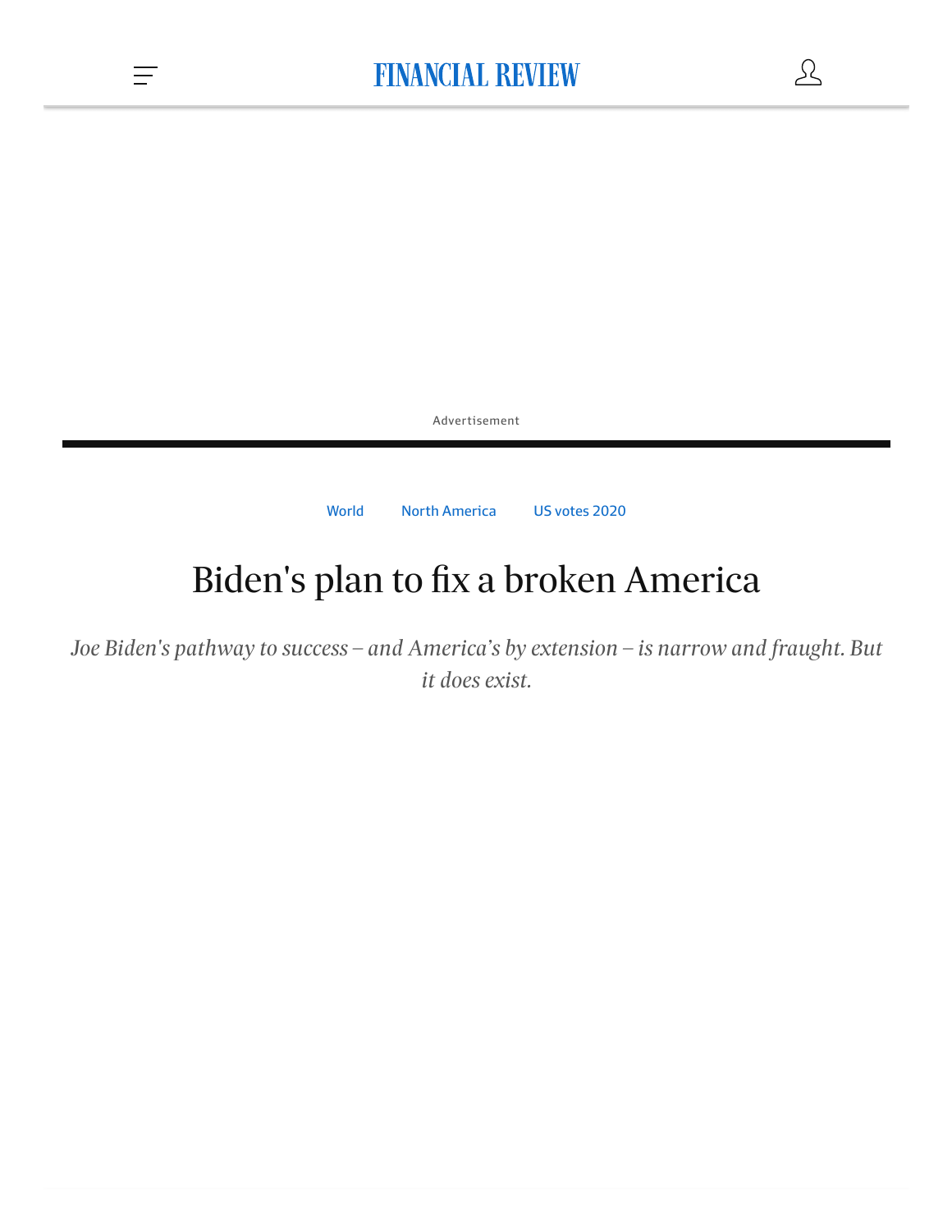World North America US votes 2020

# Biden's plan to fix a broken America

*Joe Biden's pathway to success – and America's by extension – is narrow and fraught. But it does exist.*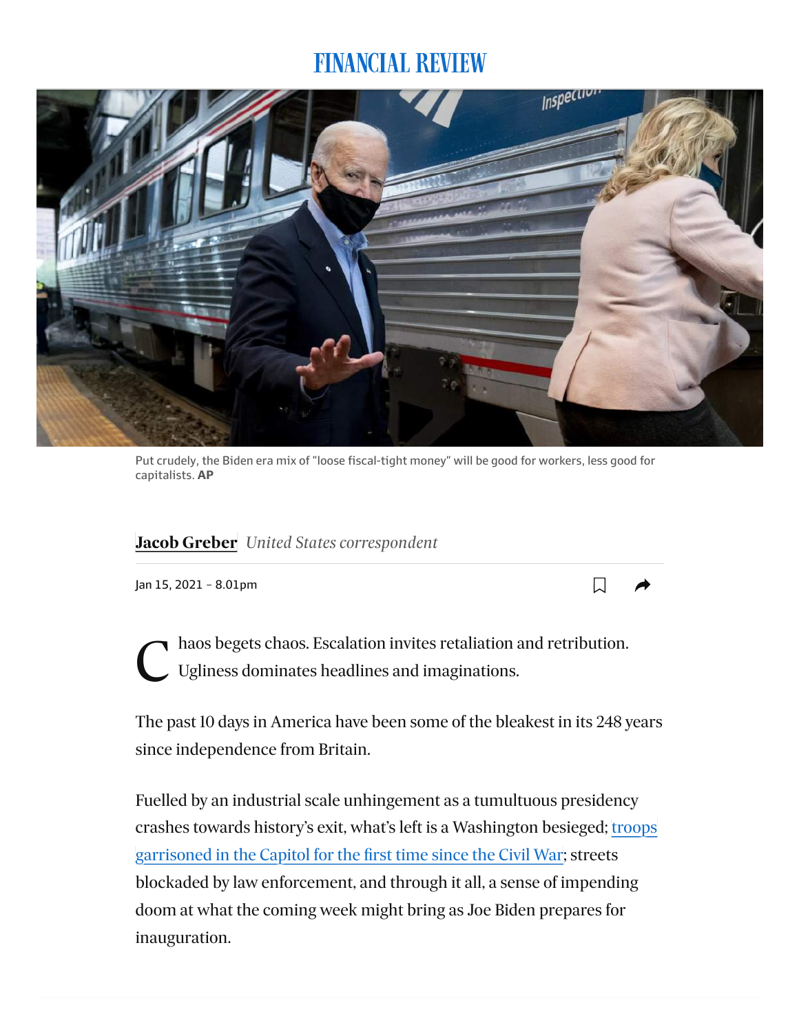# FINANCIAL REVIEW

Put crudely, the Biden era mix of "loose fiscal-tight money" will be good for workers, less good for capitalists. **AP**

**Jacob Greber** *United States correspondent*

Jan 15, 2021 – 8.01pm

Chaos begets chaos. Escalation invites retaliation and retribution. Ugliness dominates headlines and imaginations.

The past 10 days in America have been some of the bleakest in its 248 years since independence from Britain.

Fuelled by an industrial scale unhingement as a tumultuous presidency crashes towards history's exit, what's left is a Washington besieged; troops garrisoned in the Capitol for the first time since the Civil War; streets blockaded by law enforcement, and through it all, a sense of impending doom at what the coming week might bring as Joe Biden prepares for inauguration.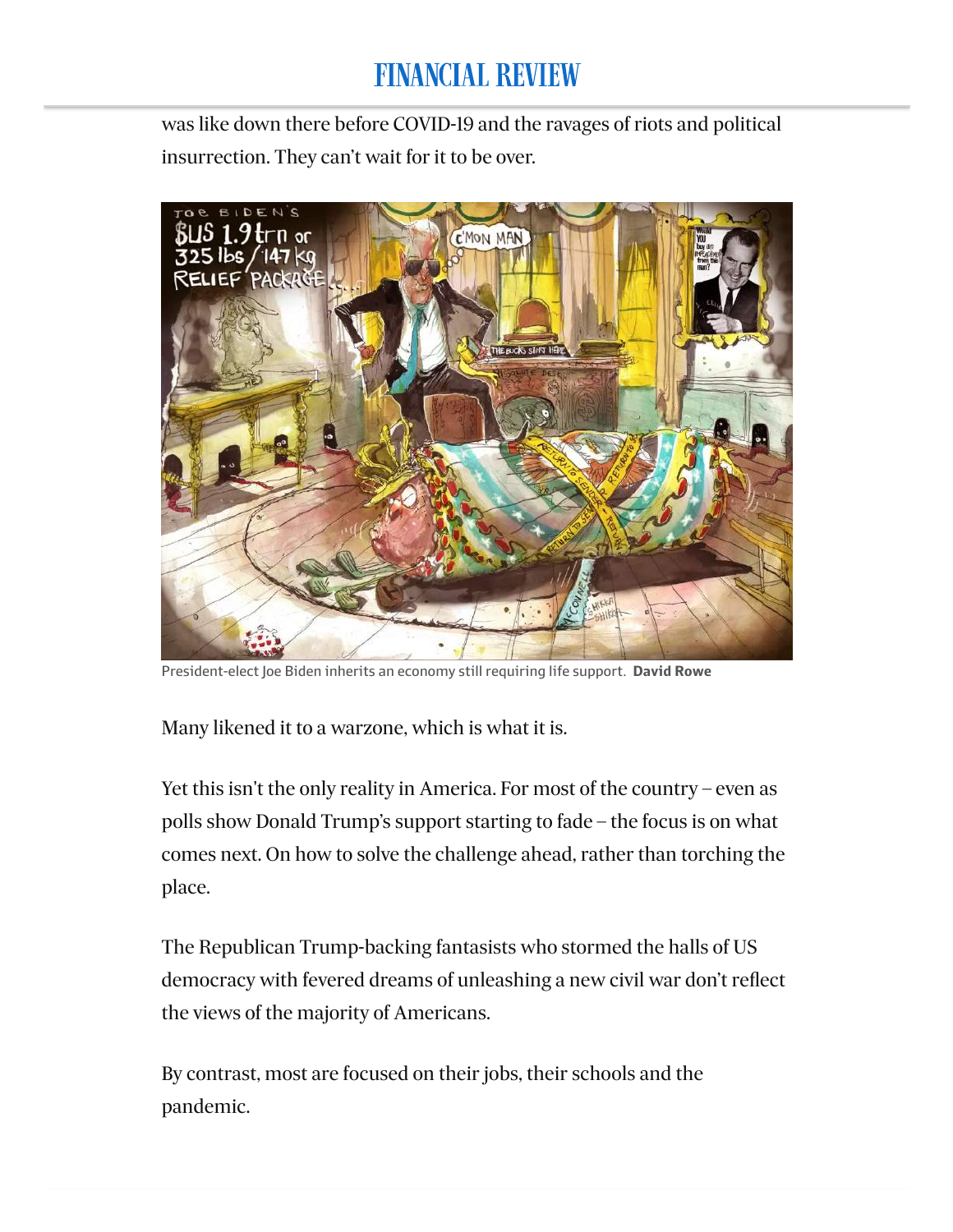was like down there before COVID-19 and the ravages of riots and political insurrection. They can't wait for it to be over.

President-elect Joe Biden inherits an economy still requiring life support. **David Rowe**

Many likened it to a warzone, which is what it is.

Yet this isn't the only reality in America. For most of the country – even as polls show Donald Trump's support starting to fade – the focus is on what comes next. On how to solve the challenge ahead, rather than torching the place.

The Republican Trump-backing fantasists who stormed the halls of US democracy with fevered dreams of unleashing a new civil war don't reflect the views of the majority of Americans.

By contrast, most are focused on their jobs, their schools and the pandemic.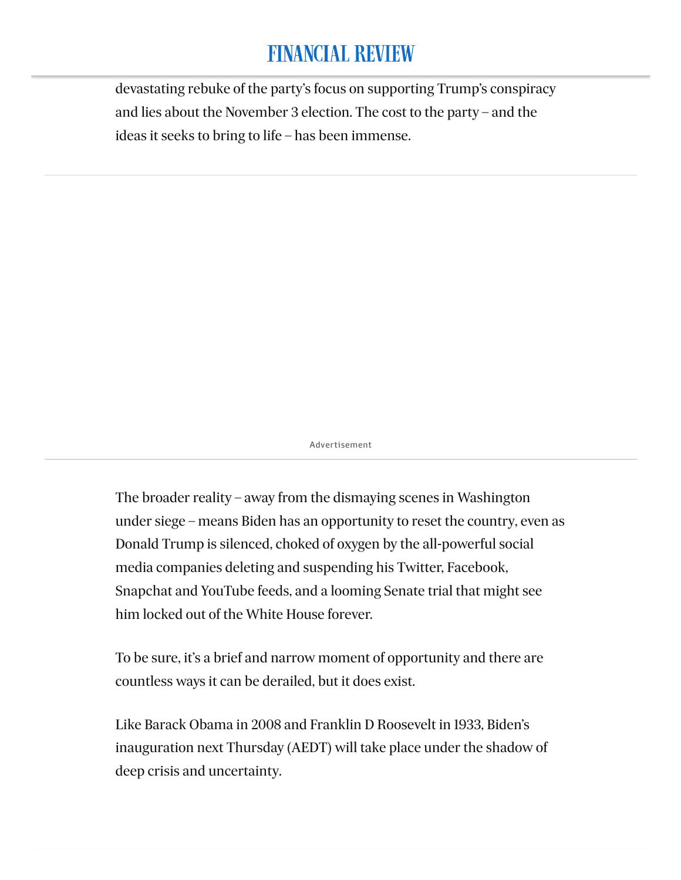devastating rebuke of the party's focus on supporting Trump's conspiracy and lies about the November 3 election. The cost to the party – and the ideas it seeks to bring to life – has been immense.

The broader reality – away from the dismaying scenes in Washington under siege – means Biden has an opportunity to reset the country, even as Donald Trump is silenced, choked of oxygen by the all-powerful social media companies deleting and suspending his Twitter, Facebook, Snapchat and YouTube feeds, and a looming Senate trial that might see him locked out of the White House forever.

To be sure, it's a brief and narrow moment of opportunity and there are countless ways it can be derailed, but it does exist.

Like Barack Obama in 2008 and Franklin D Roosevelt in 1933, Biden's inauguration next Thursday (AEDT) will take place under the shadow of deep crisis and uncertainty.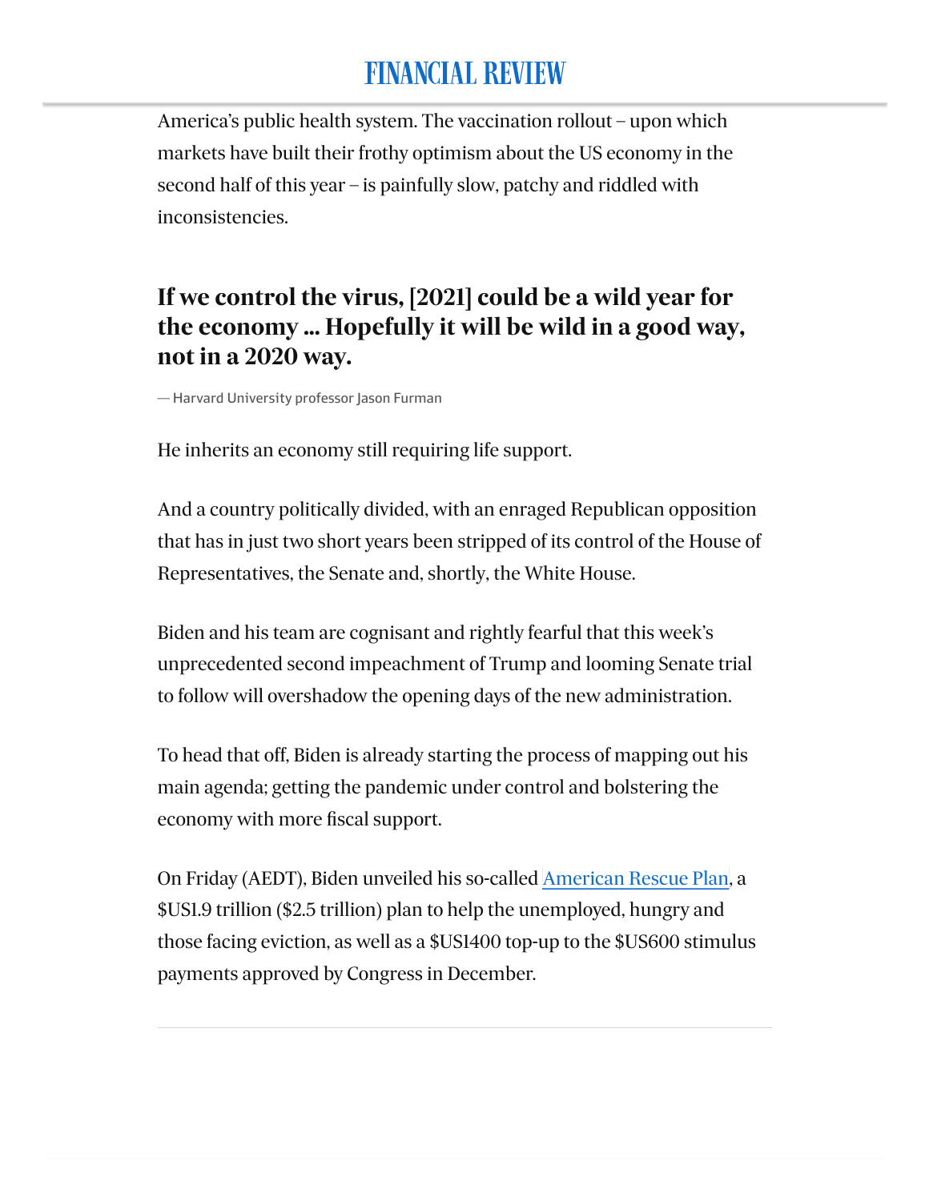America's public health system. The vaccination rollout – upon which markets have built their frothy optimism about the US economy in the second half of this year – is painfully slow, patchy and riddled with inconsistencies.

> **If we control the virus, [2021] could be a wild year for the economy ... Hopefully it will be wild in a good way, not in a 2020 way.**
>
> — Harvard University professor Jason Furman

He inherits an economy still requiring life support.

And a country politically divided, with an enraged Republican opposition that has in just two short years been stripped of its control of the House of Representatives, the Senate and, shortly, the White House.

Biden and his team are cognisant and rightly fearful that this week's unprecedented second impeachment of Trump and looming Senate trial to follow will overshadow the opening days of the new administration.

To head that off, Biden is already starting the process of mapping out his main agenda; getting the pandemic under control and bolstering the economy with more fiscal support.

On Friday (AEDT), Biden unveiled his so-called American Rescue Plan, a $US1.9 trillion ($2.5 trillion) plan to help the unemployed, hungry and those facing eviction, as well as a $US1400 top-up to the $US600 stimulus payments approved by Congress in December.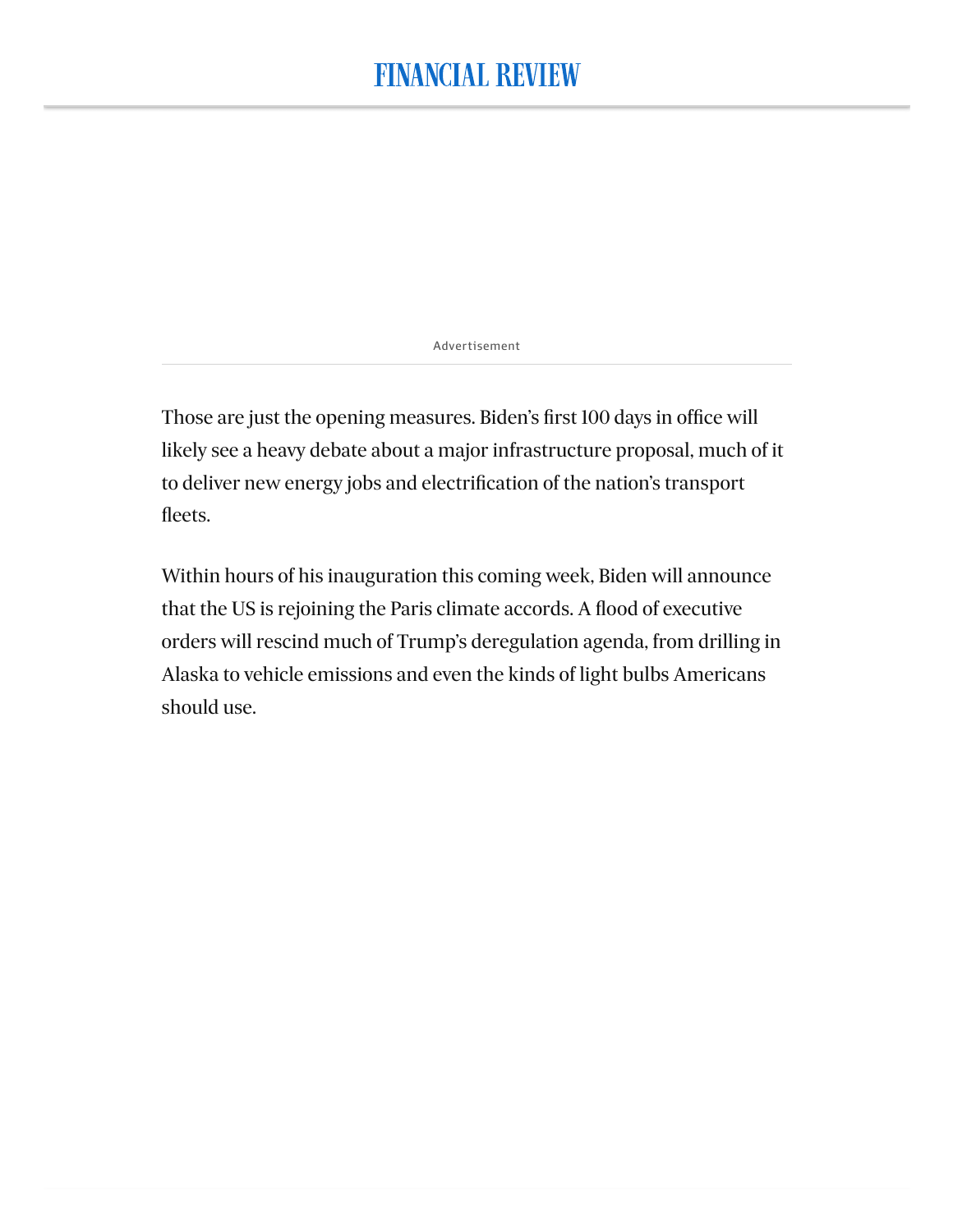Those are just the opening measures. Biden's first 100 days in office will likely see a heavy debate about a major infrastructure proposal, much of it to deliver new energy jobs and electrification of the nation's transport fleets.

Within hours of his inauguration this coming week, Biden will announce that the US is rejoining the Paris climate accords. A flood of executive orders will rescind much of Trump's deregulation agenda, from drilling in Alaska to vehicle emissions and even the kinds of light bulbs Americans should use.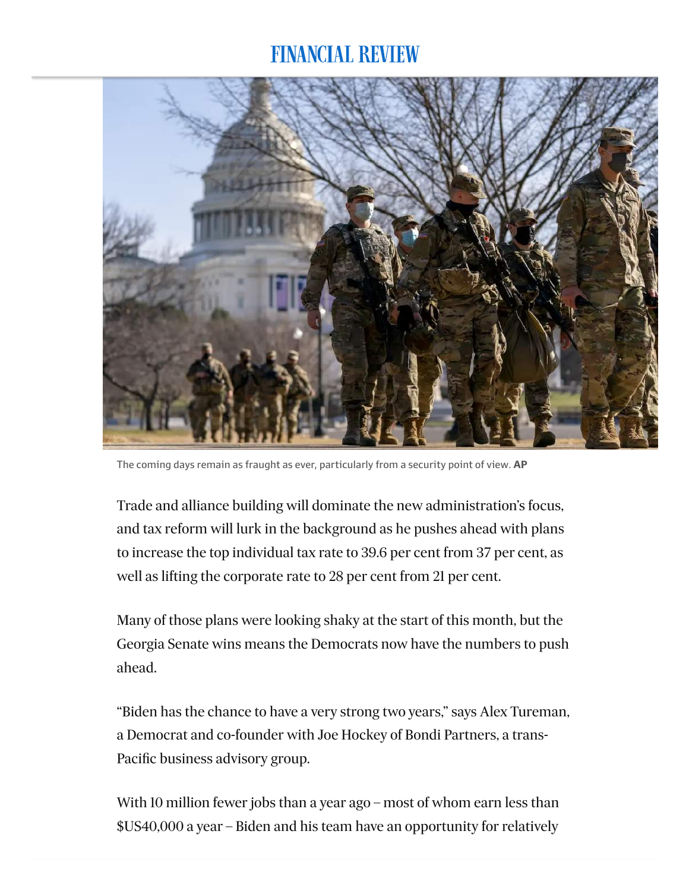The coming days remain as fraught as ever, particularly from a security point of view. **AP**

Trade and alliance building will dominate the new administration's focus, and tax reform will lurk in the background as he pushes ahead with plans to increase the top individual tax rate to 39.6 per cent from 37 per cent, as well as lifting the corporate rate to 28 per cent from 21 per cent.

Many of those plans were looking shaky at the start of this month, but the Georgia Senate wins means the Democrats now have the numbers to push ahead.

"Biden has the chance to have a very strong two years," says Alex Tureman, a Democrat and co-founder with Joe Hockey of Bondi Partners, a trans-Pacific business advisory group.

With 10 million fewer jobs than a year ago – most of whom earn less than $US40,000 a year – Biden and his team have an opportunity for relatively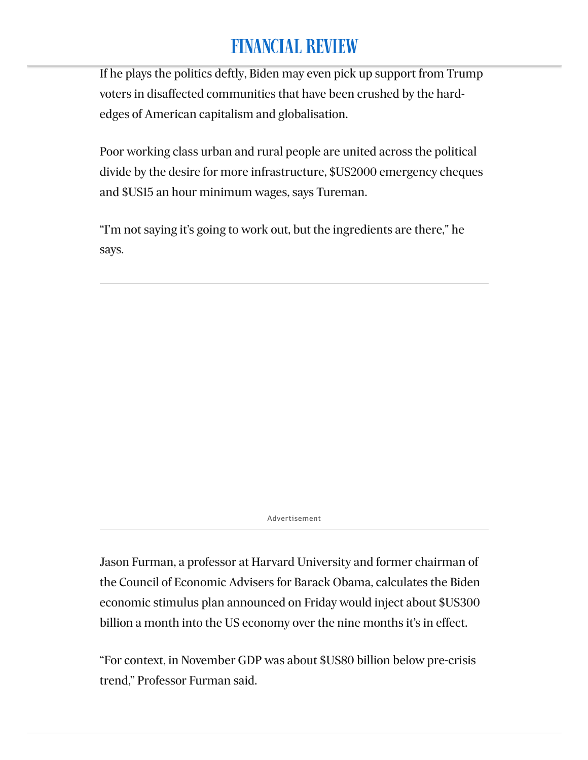If he plays the politics deftly, Biden may even pick up support from Trump voters in disaffected communities that have been crushed by the hard-edges of American capitalism and globalisation.

Poor working class urban and rural people are united across the political divide by the desire for more infrastructure, $US2000 emergency cheques and $US15 an hour minimum wages, says Tureman.

“I’m not saying it’s going to work out, but the ingredients are there," he says.

Jason Furman, a professor at Harvard University and former chairman of the Council of Economic Advisers for Barack Obama, calculates the Biden economic stimulus plan announced on Friday would inject about $US300 billion a month into the US economy over the nine months it’s in effect.

“For context, in November GDP was about $US80 billion below pre-crisis trend,” Professor Furman said.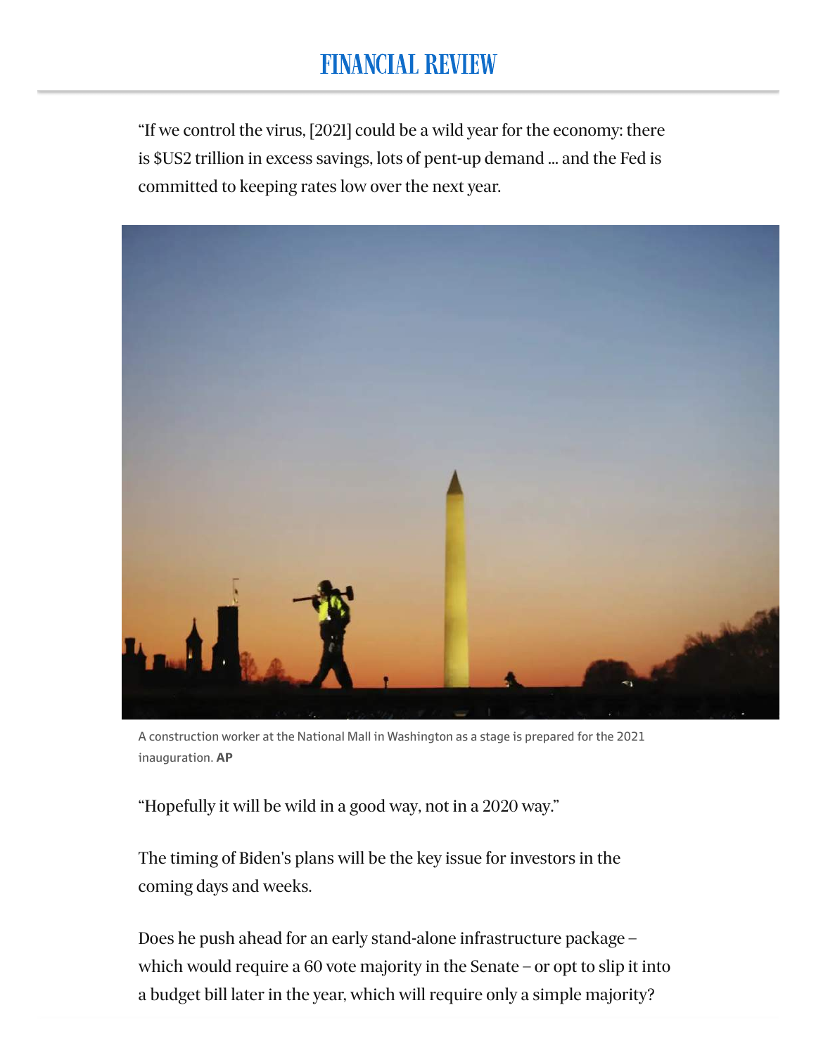"If we control the virus, [2021] could be a wild year for the economy: there is $US2 trillion in excess savings, lots of pent-up demand ... and the Fed is committed to keeping rates low over the next year.

A construction worker at the National Mall in Washington as a stage is prepared for the 2021 inauguration. **AP**

"Hopefully it will be wild in a good way, not in a 2020 way."

The timing of Biden's plans will be the key issue for investors in the coming days and weeks.

Does he push ahead for an early stand-alone infrastructure package – which would require a 60 vote majority in the Senate – or opt to slip it into a budget bill later in the year, which will require only a simple majority?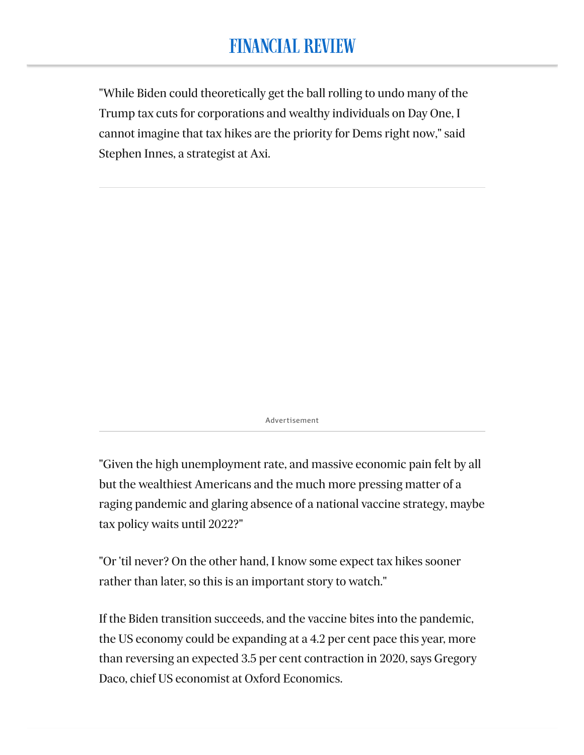"While Biden could theoretically get the ball rolling to undo many of the Trump tax cuts for corporations and wealthy individuals on Day One, I cannot imagine that tax hikes are the priority for Dems right now," said Stephen Innes, a strategist at Axi.

"Given the high unemployment rate, and massive economic pain felt by all but the wealthiest Americans and the much more pressing matter of a raging pandemic and glaring absence of a national vaccine strategy, maybe tax policy waits until 2022?"

"Or 'til never? On the other hand, I know some expect tax hikes sooner rather than later, so this is an important story to watch."

If the Biden transition succeeds, and the vaccine bites into the pandemic, the US economy could be expanding at a 4.2 per cent pace this year, more than reversing an expected 3.5 per cent contraction in 2020, says Gregory Daco, chief US economist at Oxford Economics.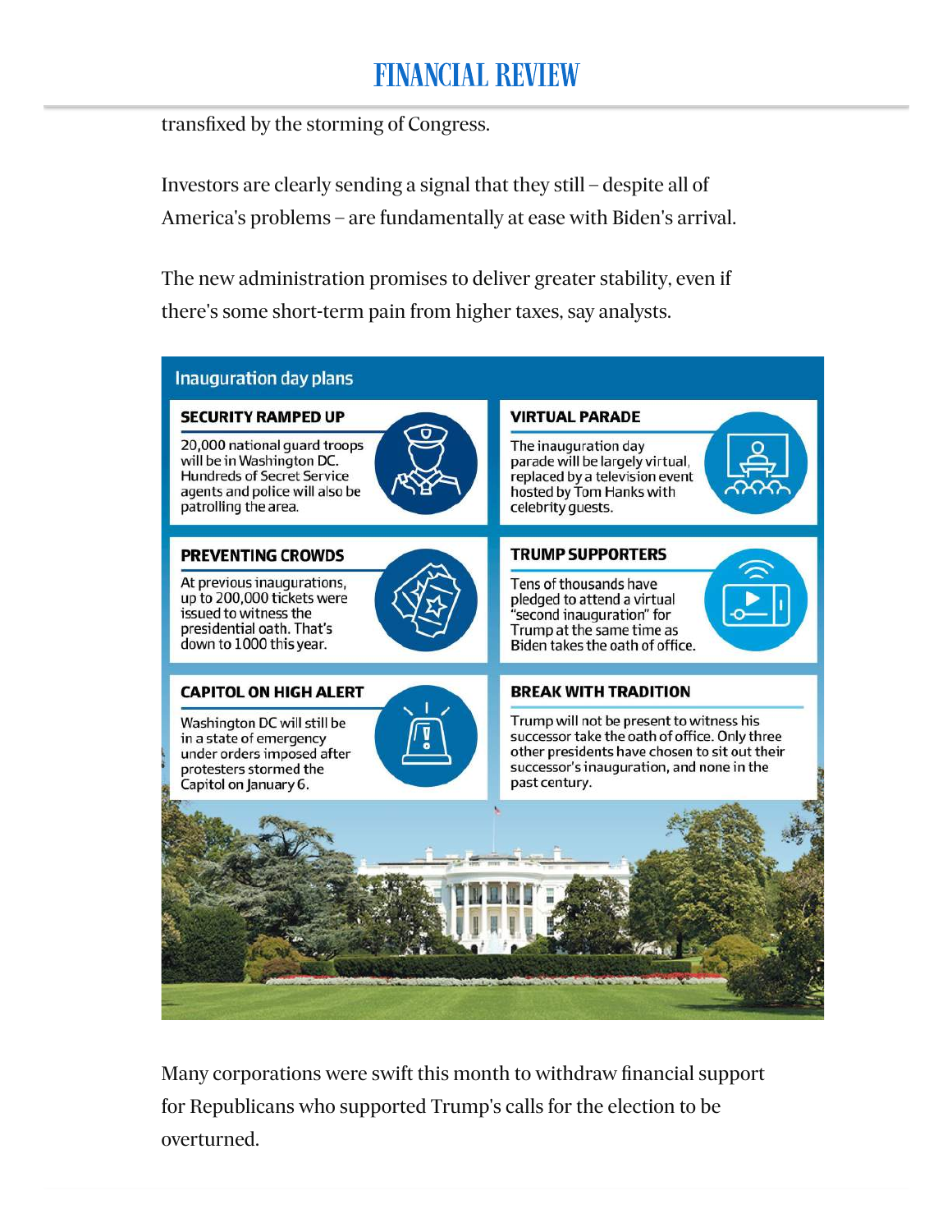transfixed by the storming of Congress.

Investors are clearly sending a signal that they still – despite all of America's problems – are fundamentally at ease with Biden's arrival.

The new administration promises to deliver greater stability, even if there's some short-term pain from higher taxes, say analysts.

## Inauguration day plans

**SECURITY RAMPED UP**

20,000 national guard troops will be in Washington DC. Hundreds of Secret Service agents and police will also be patrolling the area.

**VIRTUAL PARADE**

The inauguration day parade will be largely virtual, replaced by a television event hosted by Tom Hanks with celebrity guests.

**PREVENTING CROWDS**

At previous inaugurations, up to 200,000 tickets were issued to witness the presidential oath. That's down to 1000 this year.

**TRUMP SUPPORTERS**

Tens of thousands have pledged to attend a virtual "second inauguration" for Trump at the same time as Biden takes the oath of office.

**CAPITOL ON HIGH ALERT**

Washington DC will still be in a state of emergency under orders imposed after protesters stormed the Capitol on January 6.

**BREAK WITH TRADITION**

Trump will not be present to witness his successor take the oath of office. Only three other presidents have chosen to sit out their successor's inauguration, and none in the past century.

Many corporations were swift this month to withdraw financial support for Republicans who supported Trump's calls for the election to be overturned.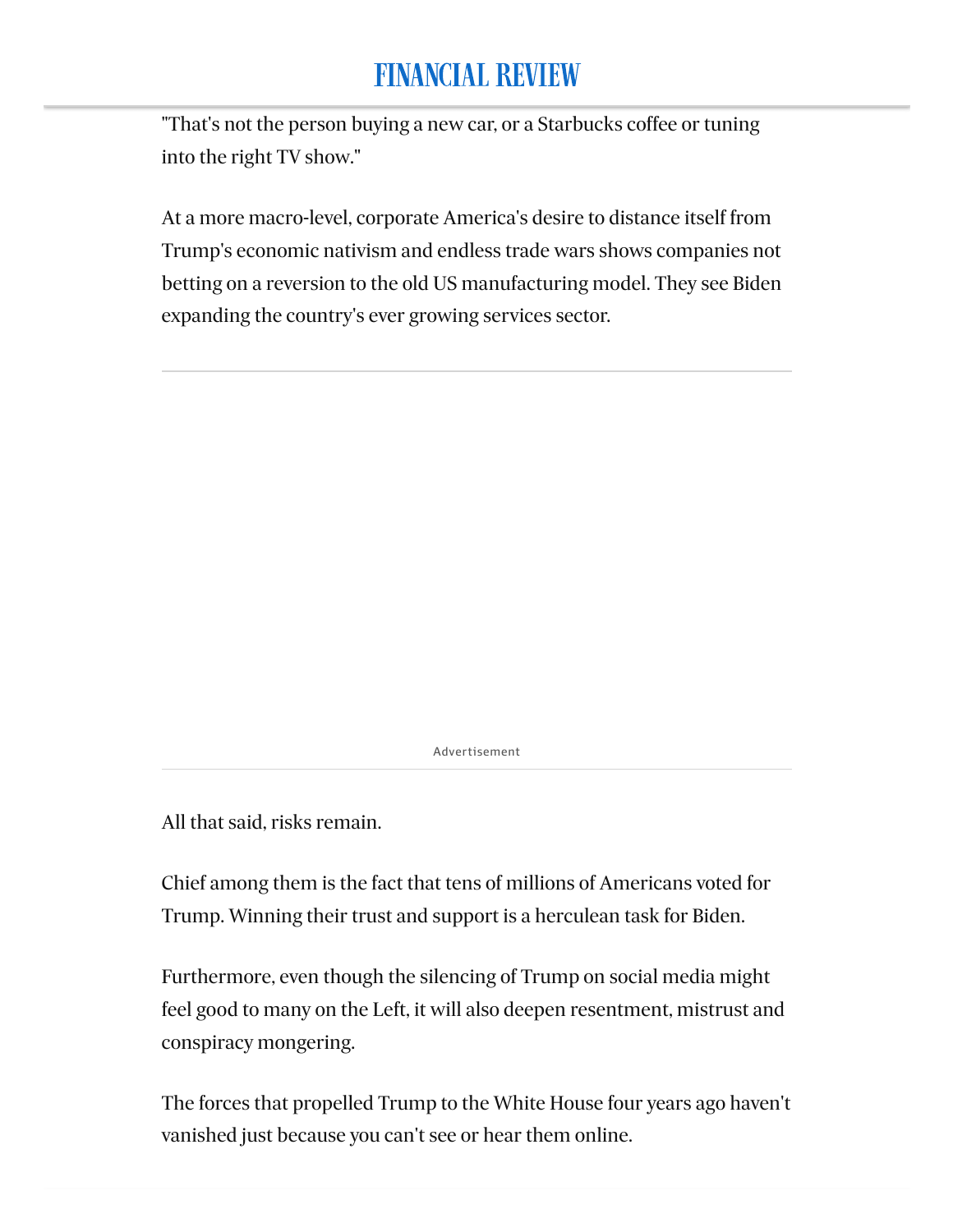"That's not the person buying a new car, or a Starbucks coffee or tuning into the right TV show."

At a more macro-level, corporate America's desire to distance itself from Trump's economic nativism and endless trade wars shows companies not betting on a reversion to the old US manufacturing model. They see Biden expanding the country's ever growing services sector.

All that said, risks remain.

Chief among them is the fact that tens of millions of Americans voted for Trump. Winning their trust and support is a herculean task for Biden.

Furthermore, even though the silencing of Trump on social media might feel good to many on the Left, it will also deepen resentment, mistrust and conspiracy mongering.

The forces that propelled Trump to the White House four years ago haven't vanished just because you can't see or hear them online.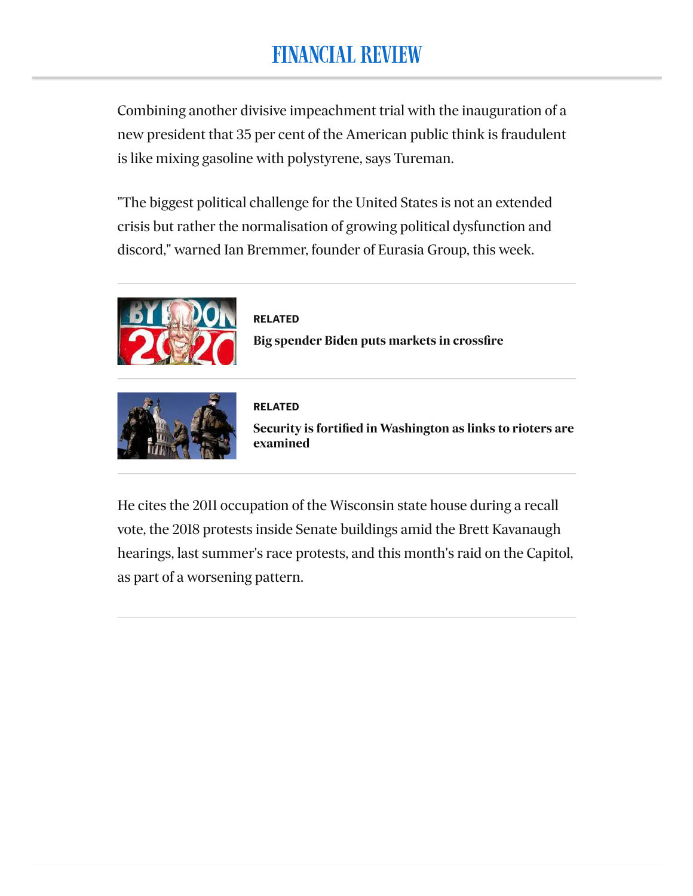Combining another divisive impeachment trial with the inauguration of a new president that 35 per cent of the American public think is fraudulent is like mixing gasoline with polystyrene, says Tureman.

"The biggest political challenge for the United States is not an extended crisis but rather the normalisation of growing political dysfunction and discord," warned Ian Bremmer, founder of Eurasia Group, this week.

**RELATED**

**Big spender Biden puts markets in crossfire**

**RELATED**

**Security is fortified in Washington as links to rioters are examined**

He cites the 2011 occupation of the Wisconsin state house during a recall vote, the 2018 protests inside Senate buildings amid the Brett Kavanaugh hearings, last summer's race protests, and this month's raid on the Capitol, as part of a worsening pattern.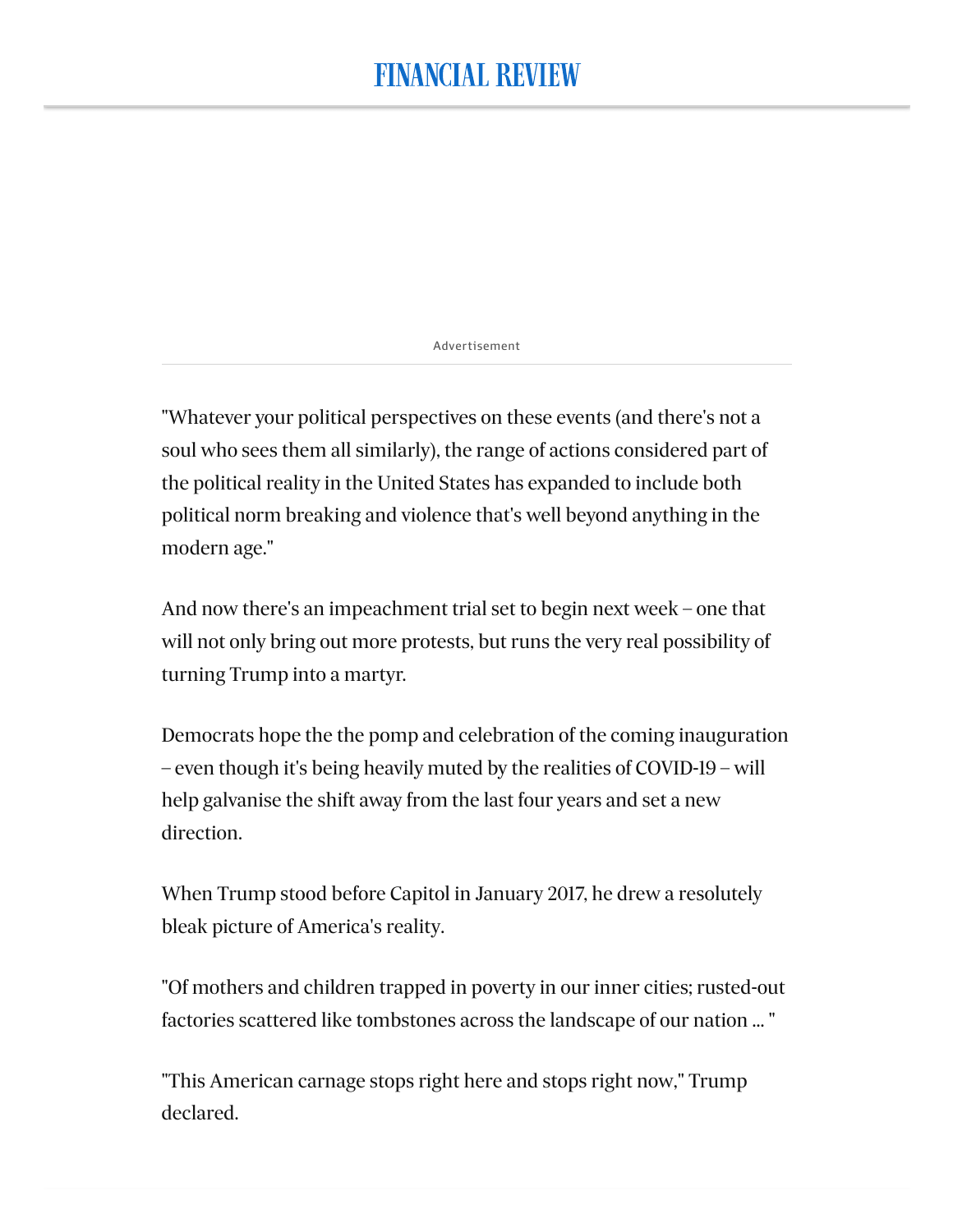"Whatever your political perspectives on these events (and there's not a soul who sees them all similarly), the range of actions considered part of the political reality in the United States has expanded to include both political norm breaking and violence that's well beyond anything in the modern age."

And now there's an impeachment trial set to begin next week – one that will not only bring out more protests, but runs the very real possibility of turning Trump into a martyr.

Democrats hope the the pomp and celebration of the coming inauguration – even though it's being heavily muted by the realities of COVID-19 – will help galvanise the shift away from the last four years and set a new direction.

When Trump stood before Capitol in January 2017, he drew a resolutely bleak picture of America's reality.

"Of mothers and children trapped in poverty in our inner cities; rusted-out factories scattered like tombstones across the landscape of our nation ... "

"This American carnage stops right here and stops right now," Trump declared.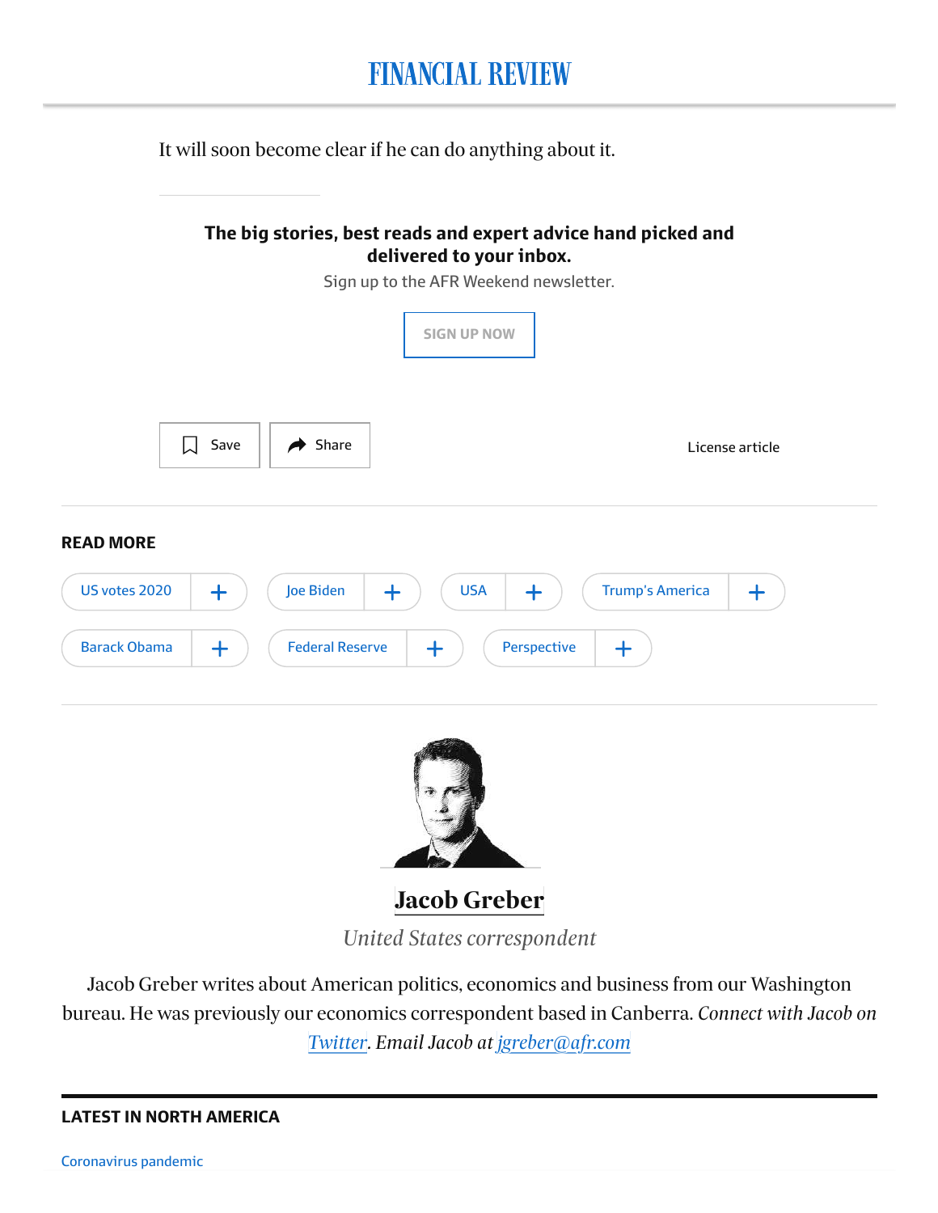It will soon become clear if he can do anything about it.

**The big stories, best reads and expert advice hand picked and delivered to your inbox.**

Sign up to the AFR Weekend newsletter.

SIGN UP NOW

Save Share License article

**READ MORE**

US votes 2020 | Joe Biden | USA | Trump's America | Barack Obama | Federal Reserve | Perspective

## Jacob Greber

*United States correspondent*

Jacob Greber writes about American politics, economics and business from our Washington bureau. He was previously our economics correspondent based in Canberra. *Connect with Jacob on Twitter. Email Jacob at jgreber@afr.com*

**LATEST IN NORTH AMERICA**

Coronavirus pandemic